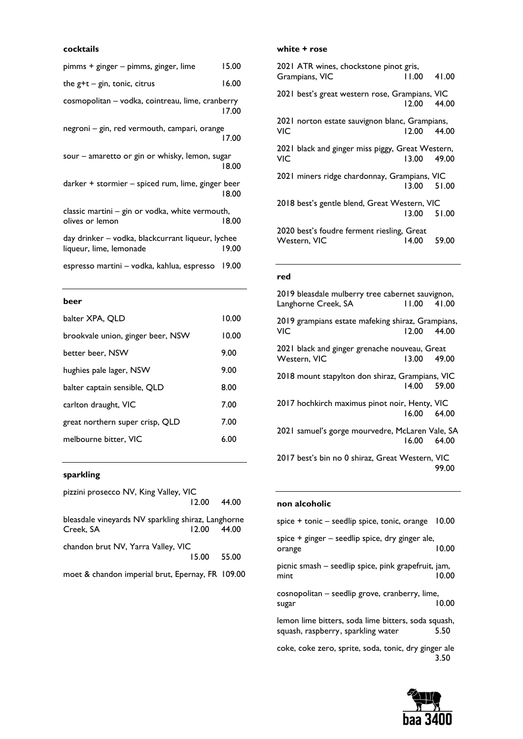## cocktails

| Item | Price |
|---|---|
| pimms + ginger – pimms, ginger, lime | 15.00 |
| the g+t – gin, tonic, citrus | 16.00 |
| cosmopolitan – vodka, cointreau, lime, cranberry | 17.00 |
| negroni – gin, red vermouth, campari, orange | 17.00 |
| sour – amaretto or gin or whisky, lemon, sugar | 18.00 |
| darker + stormier – spiced rum, lime, ginger beer | 18.00 |
| classic martini – gin or vodka, white vermouth, olives or lemon | 18.00 |
| day drinker – vodka, blackcurrant liqueur, lychee liqueur, lime, lemonade | 19.00 |
| espresso martini – vodka, kahlua, espresso | 19.00 |

## beer

| Item | Price |
|---|---|
| balter XPA, QLD | 10.00 |
| brookvale union, ginger beer, NSW | 10.00 |
| better beer, NSW | 9.00 |
| hughies pale lager, NSW | 9.00 |
| balter captain sensible, QLD | 8.00 |
| carlton draught, VIC | 7.00 |
| great northern super crisp, QLD | 7.00 |
| melbourne bitter, VIC | 6.00 |

## sparkling

| Item | Glass | Bottle |
|---|---|---|
| pizzini prosecco NV, King Valley, VIC | 12.00 | 44.00 |
| bleasdale vineyards NV sparkling shiraz, Langhorne Creek, SA | 12.00 | 44.00 |
| chandon brut NV, Yarra Valley, VIC | 15.00 | 55.00 |
| moet & chandon imperial brut, Epernay, FR | | 109.00 |

## white + rose

| Item | Glass | Bottle |
|---|---|---|
| 2021 ATR wines, chockstone pinot gris, Grampians, VIC | 11.00 | 41.00 |
| 2021 best's great western rose, Grampians, VIC | 12.00 | 44.00 |
| 2021 norton estate sauvignon blanc, Grampians, VIC | 12.00 | 44.00 |
| 2021 black and ginger miss piggy, Great Western, VIC | 13.00 | 49.00 |
| 2021 miners ridge chardonnay, Grampians, VIC | 13.00 | 51.00 |
| 2018 best's gentle blend, Great Western, VIC | 13.00 | 51.00 |
| 2020 best's foudre ferment riesling, Great Western, VIC | 14.00 | 59.00 |

## red

| Item | Glass | Bottle |
|---|---|---|
| 2019 bleasdale mulberry tree cabernet sauvignon, Langhorne Creek, SA | 11.00 | 41.00 |
| 2019 grampians estate mafeking shiraz, Grampians, VIC | 12.00 | 44.00 |
| 2021 black and ginger grenache nouveau, Great Western, VIC | 13.00 | 49.00 |
| 2018 mount stapylton don shiraz, Grampians, VIC | 14.00 | 59.00 |
| 2017 hochkirch maximus pinot noir, Henty, VIC | 16.00 | 64.00 |
| 2021 samuel's gorge mourvedre, McLaren Vale, SA | 16.00 | 64.00 |
| 2017 best's bin no 0 shiraz, Great Western, VIC | | 99.00 |

## non alcoholic

| Item | Price |
|---|---|
| spice + tonic – seedlip spice, tonic, orange | 10.00 |
| spice + ginger – seedlip spice, dry ginger ale, orange | 10.00 |
| picnic smash – seedlip spice, pink grapefruit, jam, mint | 10.00 |
| cosnopolitan – seedlip grove, cranberry, lime, sugar | 10.00 |
| lemon lime bitters, soda lime bitters, soda squash, squash, raspberry, sparkling water | 5.50 |
| coke, coke zero, sprite, soda, tonic, dry ginger ale | 3.50 |

baa 3400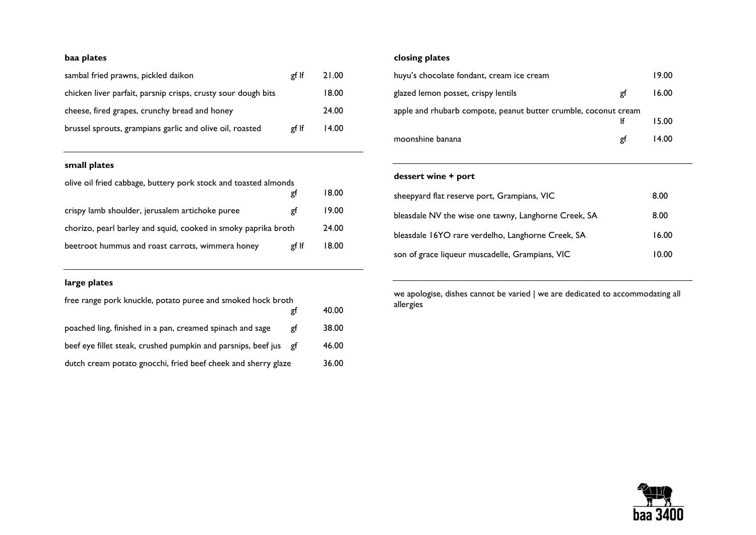**baa plates**

| | | |
|---|---|---|
| sambal fried prawns, pickled daikon | gf lf | 21.00 |
| chicken liver parfait, parsnip crisps, crusty sour dough bits | | 18.00 |
| cheese, fired grapes, crunchy bread and honey | | 24.00 |
| brussel sprouts, grampians garlic and olive oil, roasted | gf lf | 14.00 |

**small plates**

| | | |
|---|---|---|
| olive oil fried cabbage, buttery pork stock and toasted almonds | gf | 18.00 |
| crispy lamb shoulder, jerusalem artichoke puree | gf | 19.00 |
| chorizo, pearl barley and squid, cooked in smoky paprika broth | | 24.00 |
| beetroot hummus and roast carrots, wimmera honey | gf lf | 18.00 |

**large plates**

| | | |
|---|---|---|
| free range pork knuckle, potato puree and smoked hock broth | gf | 40.00 |
| poached ling, finished in a pan, creamed spinach and sage | gf | 38.00 |
| beef eye fillet steak, crushed pumpkin and parsnips, beef jus | gf | 46.00 |
| dutch cream potato gnocchi, fried beef cheek and sherry glaze | | 36.00 |

**closing plates**

| | | |
|---|---|---|
| huyu's chocolate fondant, cream ice cream | | 19.00 |
| glazed lemon posset, crispy lentils | gf | 16.00 |
| apple and rhubarb compote, peanut butter crumble, coconut cream | lf | 15.00 |
| moonshine banana | gf | 14.00 |

**dessert wine + port**

| | |
|---|---|
| sheepyard flat reserve port, Grampians, VIC | 8.00 |
| bleasdale NV the wise one tawny, Langhorne Creek, SA | 8.00 |
| bleasdale 16YO rare verdelho, Langhorne Creek, SA | 16.00 |
| son of grace liqueur muscadelle, Grampians, VIC | 10.00 |

we apologise, dishes cannot be varied | we are dedicated to accommodating all allergies

baa 3400